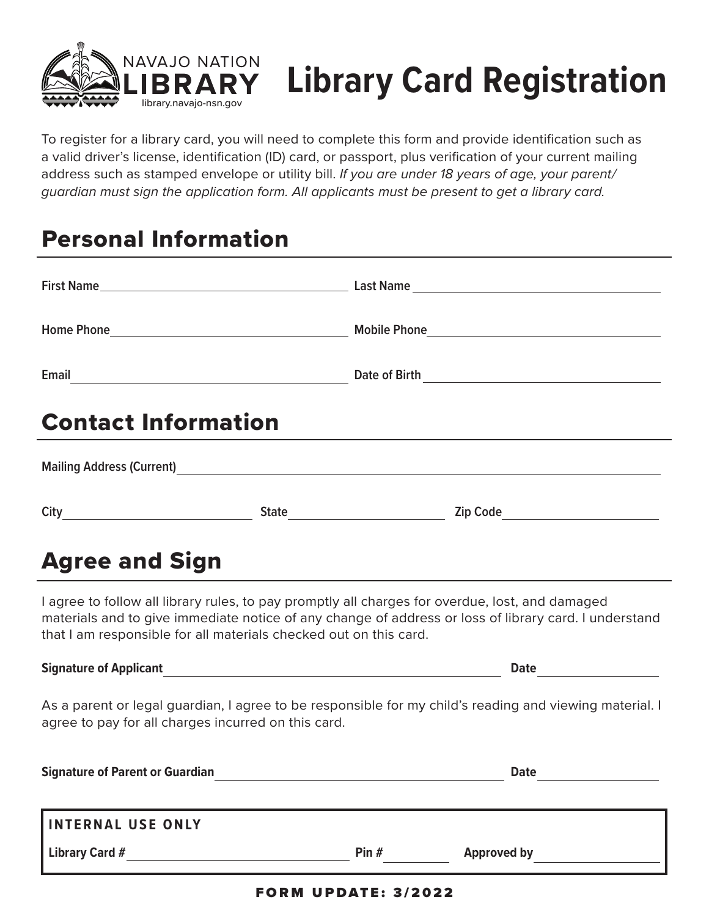NAVAJO NATION LIBRARY
library.navajo-nsn.gov

# Library Card Registration

To register for a library card, you will need to complete this form and provide identification such as a valid driver's license, identification (ID) card, or passport, plus verification of your current mailing address such as stamped envelope or utility bill. *If you are under 18 years of age, your parent/guardian must sign the application form. All applicants must be present to get a library card.*

## Personal Information

**First Name** ________________________ **Last Name** ________________________

**Home Phone** ________________________ **Mobile Phone** ________________________

**Email** ________________________ **Date of Birth** ________________________

## Contact Information

**Mailing Address (Current)** ________________________________________________

**City** ________________ **State** ________________ **Zip Code** ________________

## Agree and Sign

I agree to follow all library rules, to pay promptly all charges for overdue, lost, and damaged materials and to give immediate notice of any change of address or loss of library card. I understand that I am responsible for all materials checked out on this card.

**Signature of Applicant** ________________________________ **Date** ____________

As a parent or legal guardian, I agree to be responsible for my child's reading and viewing material. I agree to pay for all charges incurred on this card.

**Signature of Parent or Guardian** ________________________________ **Date** ____________

**INTERNAL USE ONLY**

**Library Card #** ________________________ **Pin #** ____________ **Approved by** ________________

FORM UPDATE: 3/2022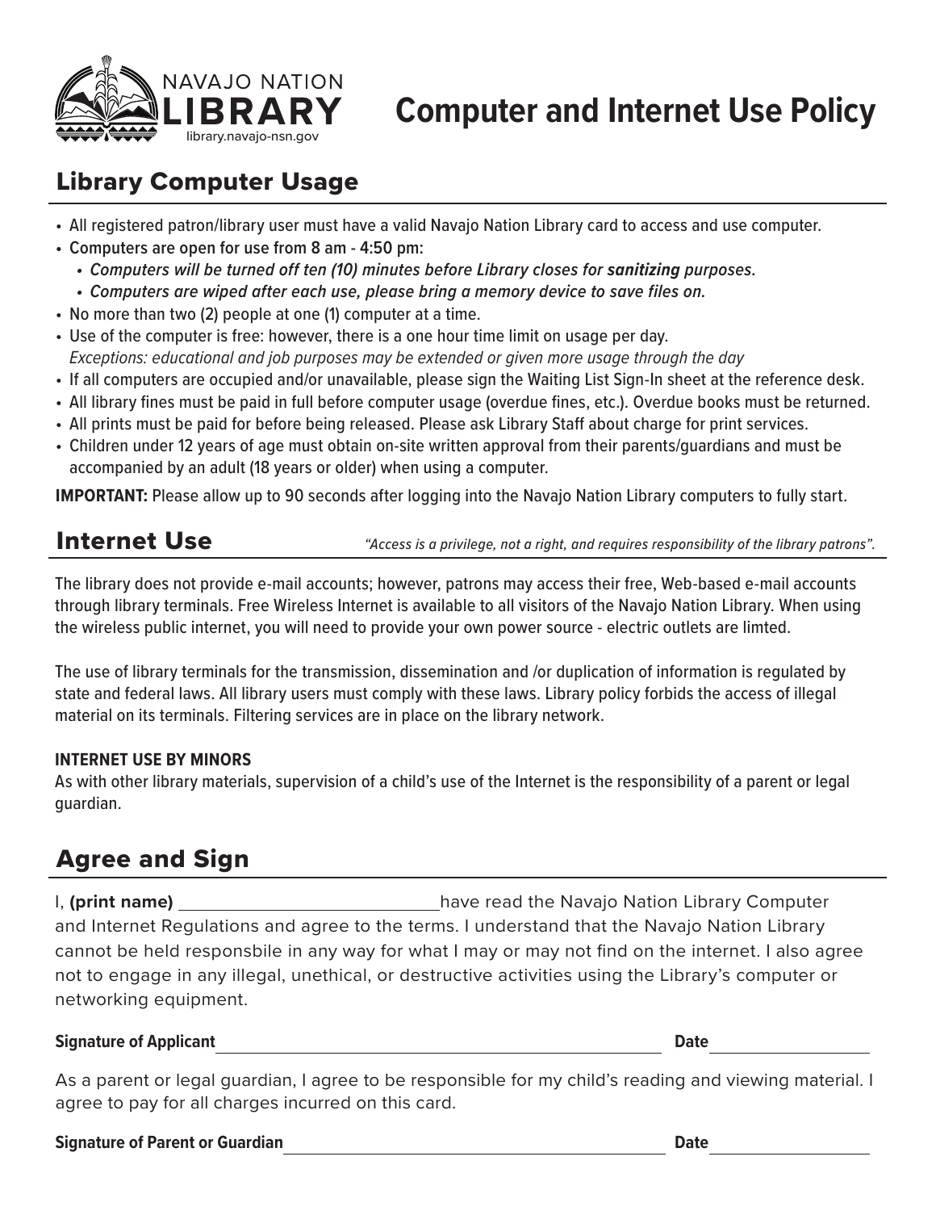NAVAJO NATION LIBRARY
library.navajo-nsn.gov

# Computer and Internet Use Policy

## Library Computer Usage

- All registered patron/library user must have a valid Navajo Nation Library card to access and use computer.
- Computers are open for use from 8 am - 4:50 pm:
  - *Computers will be turned off ten (10) minutes before Library closes for **sanitizing** purposes.*
  - *Computers are wiped after each use, please bring a memory device to save files on.*
- No more than two (2) people at one (1) computer at a time.
- Use of the computer is free: however, there is a one hour time limit on usage per day.
  *Exceptions: educational and job purposes may be extended or given more usage through the day*
- If all computers are occupied and/or unavailable, please sign the Waiting List Sign-In sheet at the reference desk.
- All library fines must be paid in full before computer usage (overdue fines, etc.). Overdue books must be returned.
- All prints must be paid for before being released. Please ask Library Staff about charge for print services.
- Children under 12 years of age must obtain on-site written approval from their parents/guardians and must be accompanied by an adult (18 years or older) when using a computer.

**IMPORTANT:** Please allow up to 90 seconds after logging into the Navajo Nation Library computers to fully start.

## Internet Use

*"Access is a privilege, not a right, and requires responsibility of the library patrons".*

The library does not provide e-mail accounts; however, patrons may access their free, Web-based e-mail accounts through library terminals. Free Wireless Internet is available to all visitors of the Navajo Nation Library. When using the wireless public internet, you will need to provide your own power source - electric outlets are limted.

The use of library terminals for the transmission, dissemination and /or duplication of information is regulated by state and federal laws. All library users must comply with these laws. Library policy forbids the access of illegal material on its terminals. Filtering services are in place on the library network.

**INTERNET USE BY MINORS**

As with other library materials, supervision of a child's use of the Internet is the responsibility of a parent or legal guardian.

## Agree and Sign

I, **(print name)** ____________________ have read the Navajo Nation Library Computer and Internet Regulations and agree to the terms. I understand that the Navajo Nation Library cannot be held responsbile in any way for what I may or may not find on the internet. I also agree not to engage in any illegal, unethical, or destructive activities using the Library's computer or networking equipment.

**Signature of Applicant** ____________________ **Date** __________

As a parent or legal guardian, I agree to be responsible for my child's reading and viewing material. I agree to pay for all charges incurred on this card.

**Signature of Parent or Guardian** ____________________ **Date** __________